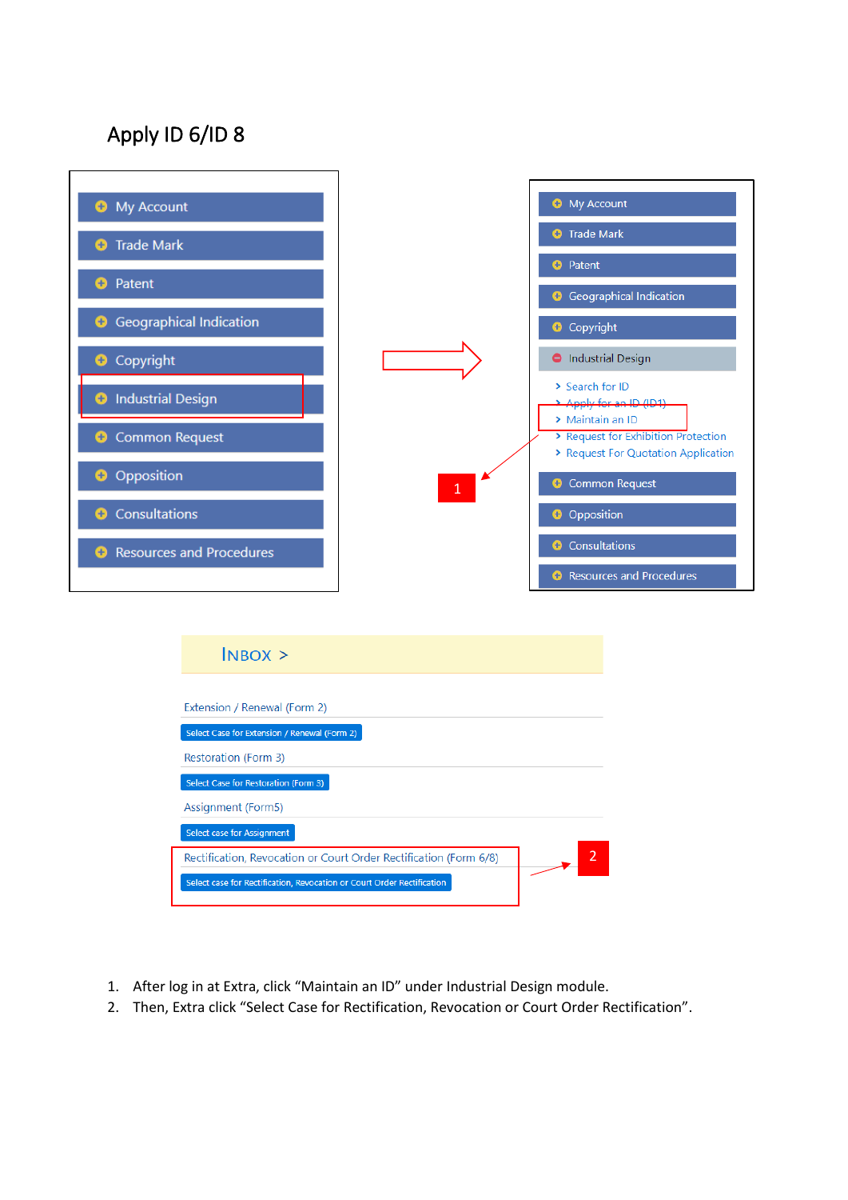# Apply ID 6/ID 8

My Account
Trade Mark
Patent
Geographical Indication
Copyright
Industrial Design
Common Request
Opposition
Consultations
Resources and Procedures

My Account
Trade Mark
Patent
Geographical Indication
Copyright
Industrial Design
- Search for ID
- Apply for an ID (ID1)
- Maintain an ID
- Request for Exhibition Protection
- Request For Quotation Application

Common Request
Opposition
Consultations
Resources and Procedures

1

INBOX >

Extension / Renewal (Form 2)

Select Case for Extension / Renewal (Form 2)

Restoration (Form 3)

Select Case for Restoration (Form 3)

Assignment (Form5)

Select case for Assignment

Rectification, Revocation or Court Order Rectification (Form 6/8)

Select case for Rectification, Revocation or Court Order Rectification

2

1. After log in at Extra, click "Maintain an ID" under Industrial Design module.
2. Then, Extra click "Select Case for Rectification, Revocation or Court Order Rectification".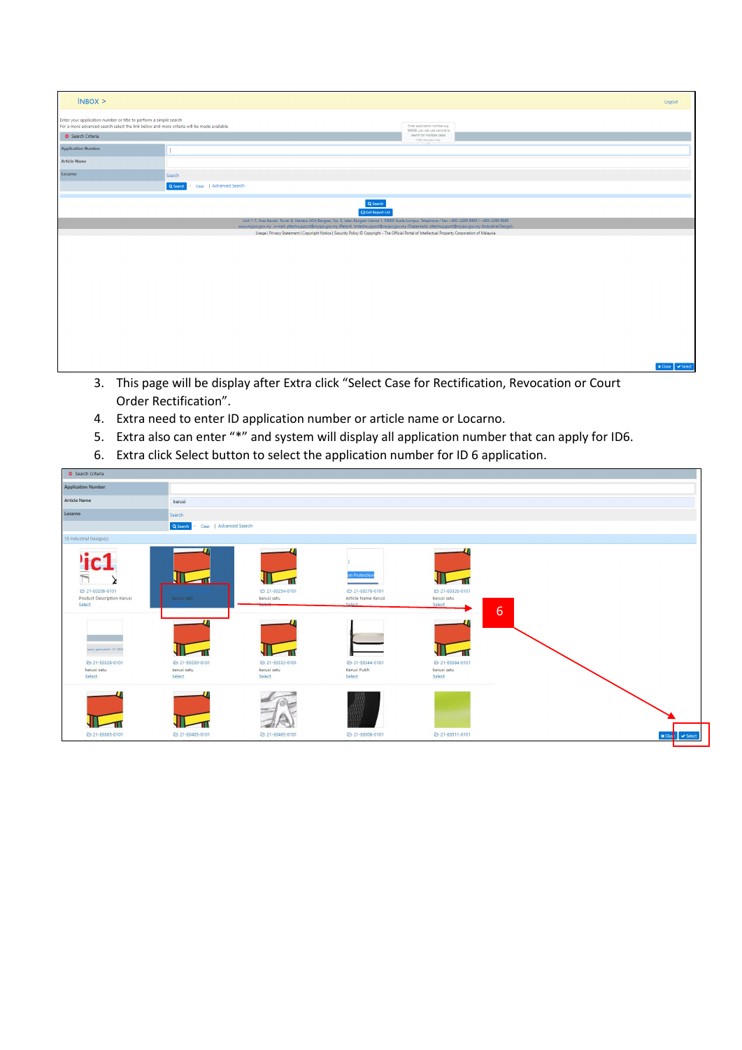3. This page will be display after Extra click "Select Case for Rectification, Revocation or Court Order Rectification".
4. Extra need to enter ID application number or article name or Locarno.
5. Extra also can enter "*" and system will display all application number that can apply for ID6.
6. Extra click Select button to select the application number for ID 6 application.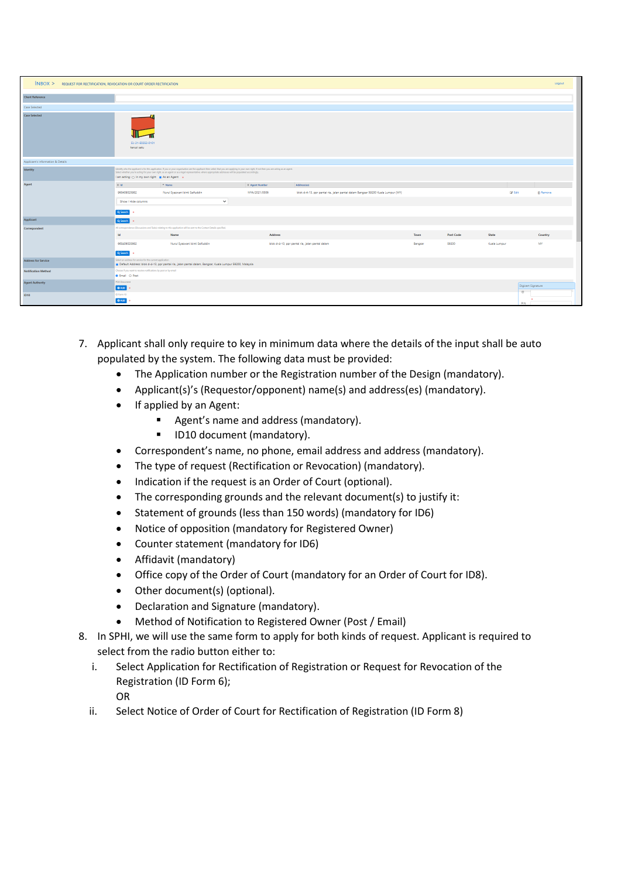7. Applicant shall only require to key in minimum data where the details of the input shall be auto populated by the system. The following data must be provided:
   - The Application number or the Registration number of the Design (mandatory).
   - Applicant(s)'s (Requestor/opponent) name(s) and address(es) (mandatory).
   - If applied by an Agent:
     - Agent's name and address (mandatory).
     - ID10 document (mandatory).
   - Correspondent's name, no phone, email address and address (mandatory).
   - The type of request (Rectification or Revocation) (mandatory).
   - Indication if the request is an Order of Court (optional).
   - The corresponding grounds and the relevant document(s) to justify it:
   - Statement of grounds (less than 150 words) (mandatory for ID6)
   - Notice of opposition (mandatory for Registered Owner)
   - Counter statement (mandatory for ID6)
   - Affidavit (mandatory)
   - Office copy of the Order of Court (mandatory for an Order of Court for ID8).
   - Other document(s) (optional).
   - Declaration and Signature (mandatory).
   - Method of Notification to Registered Owner (Post / Email)
8. In SPHI, we will use the same form to apply for both kinds of request. Applicant is required to select from the radio button either to:
   i. Select Application for Rectification of Registration or Request for Revocation of the Registration (ID Form 6);
      OR
   ii. Select Notice of Order of Court for Rectification of Registration (ID Form 8)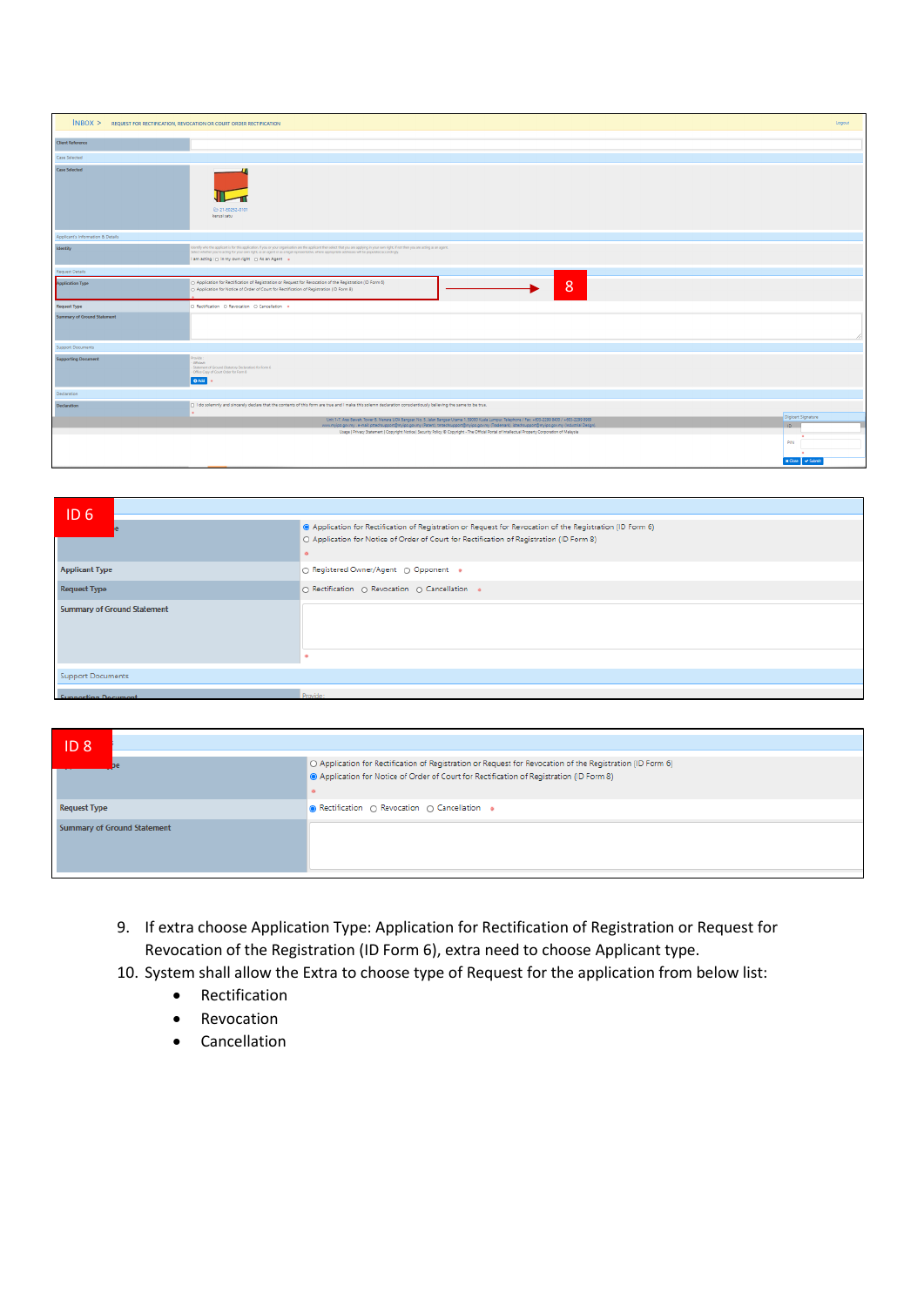9. If extra choose Application Type: Application for Rectification of Registration or Request for Revocation of the Registration (ID Form 6), extra need to choose Applicant type.
10. System shall allow the Extra to choose type of Request for the application from below list:
    - Rectification
    - Revocation
    - Cancellation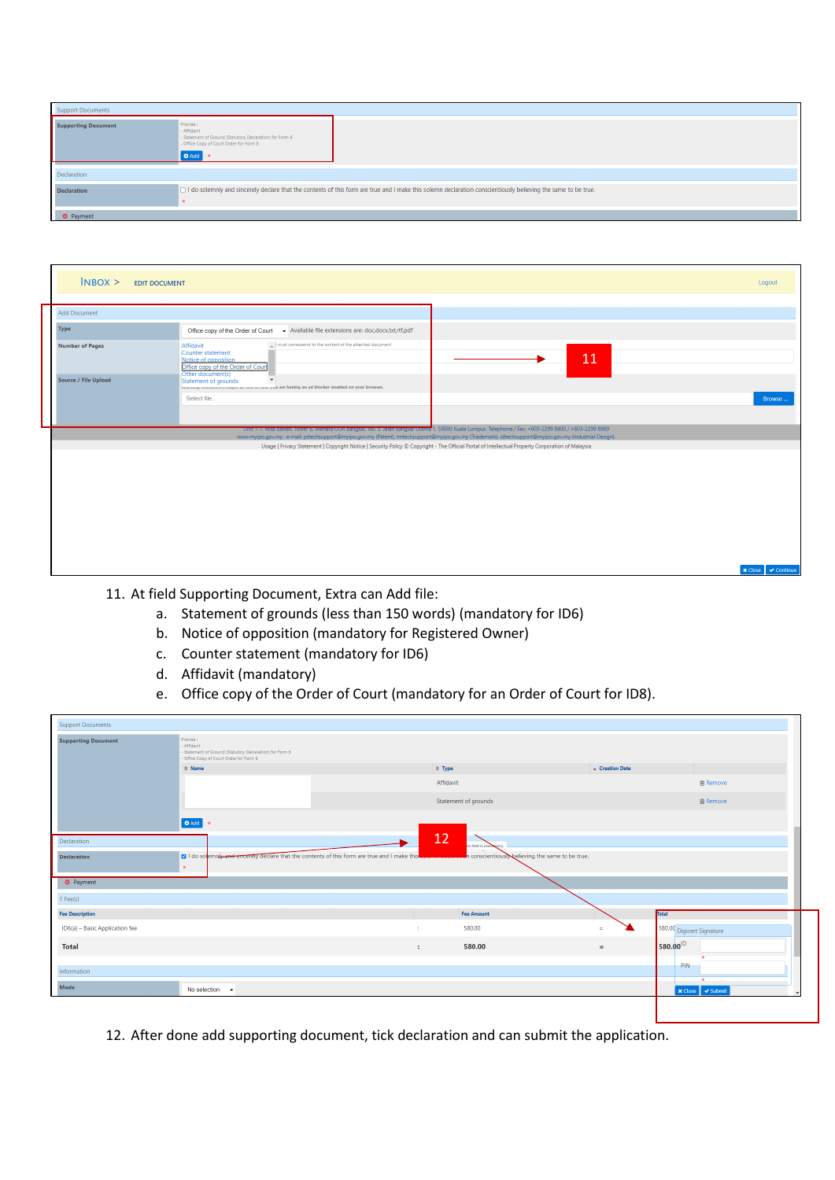11. At field Supporting Document, Extra can Add file:
    a. Statement of grounds (less than 150 words) (mandatory for ID6)
    b. Notice of opposition (mandatory for Registered Owner)
    c. Counter statement (mandatory for ID6)
    d. Affidavit (mandatory)
    e. Office copy of the Order of Court (mandatory for an Order of Court for ID8).

12. After done add supporting document, tick declaration and can submit the application.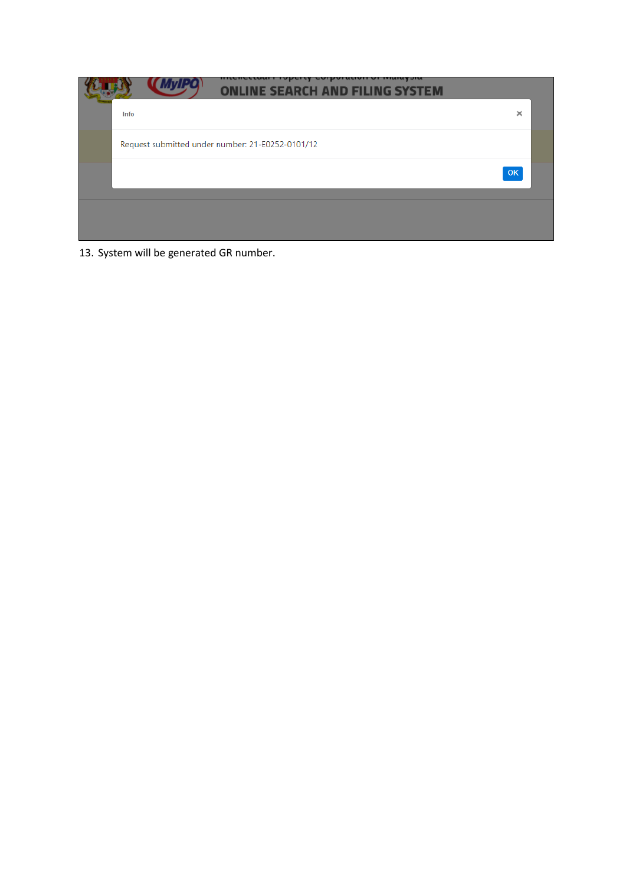Info

Request submitted under number: 21-E0252-0101/12

OK

13. System will be generated GR number.